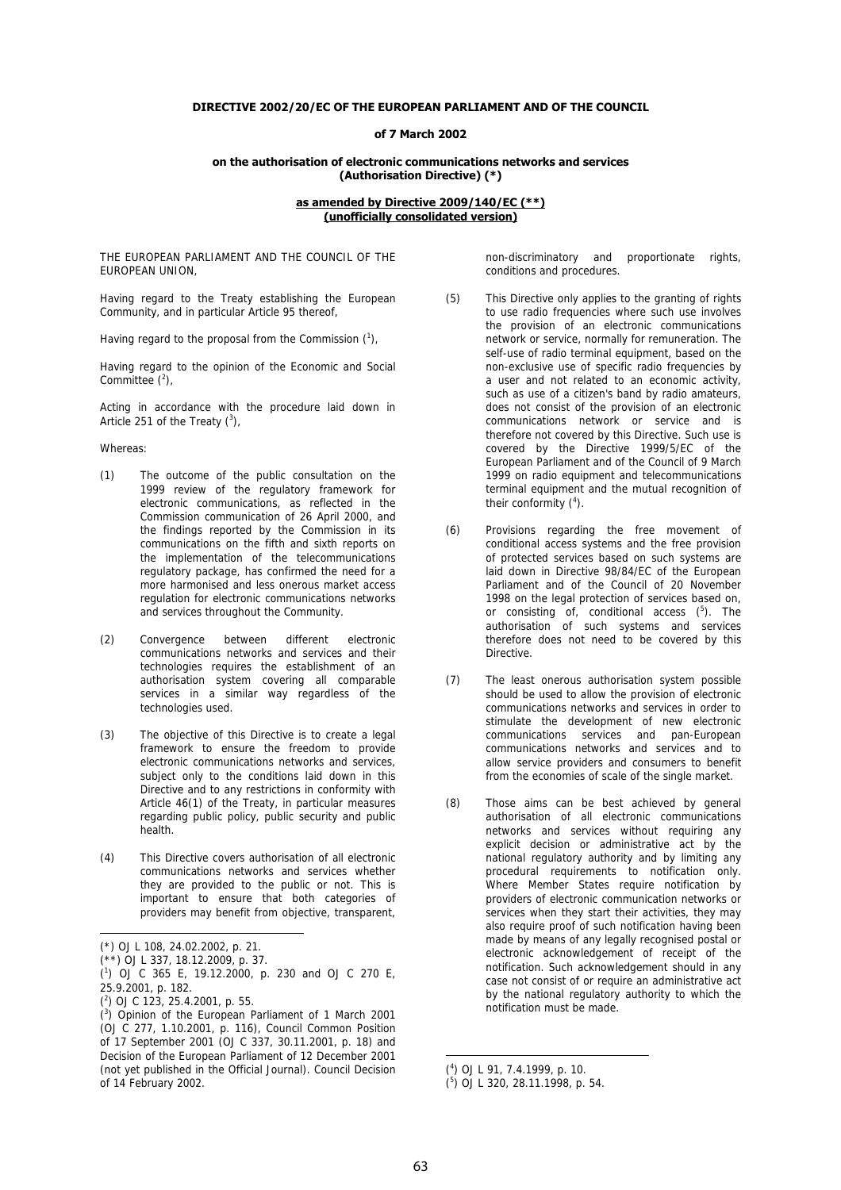**DIRECTIVE 2002/20/EC OF THE EUROPEAN PARLIAMENT AND OF THE COUNCIL**

**of 7 March 2002**

**on the authorisation of electronic communications networks and services (Authorisation Directive) (*)**

**as amended by Directive 2009/140/EC (**)** 
**(unofficially consolidated version)**

THE EUROPEAN PARLIAMENT AND THE COUNCIL OF THE EUROPEAN UNION,

Having regard to the Treaty establishing the European Community, and in particular Article 95 thereof,

Having regard to the proposal from the Commission ([1]),

Having regard to the opinion of the Economic and Social Committee ([2]),

Acting in accordance with the procedure laid down in Article 251 of the Treaty ([3]),

Whereas:

(1) The outcome of the public consultation on the 1999 review of the regulatory framework for electronic communications, as reflected in the Commission communication of 26 April 2000, and the findings reported by the Commission in its communications on the fifth and sixth reports on the implementation of the telecommunications regulatory package, has confirmed the need for a more harmonised and less onerous market access regulation for electronic communications networks and services throughout the Community.

(2) Convergence between different electronic communications networks and services and their technologies requires the establishment of an authorisation system covering all comparable services in a similar way regardless of the technologies used.

(3) The objective of this Directive is to create a legal framework to ensure the freedom to provide electronic communications networks and services, subject only to the conditions laid down in this Directive and to any restrictions in conformity with Article 46(1) of the Treaty, in particular measures regarding public policy, public security and public health.

(4) This Directive covers authorisation of all electronic communications networks and services whether they are provided to the public or not. This is important to ensure that both categories of providers may benefit from objective, transparent, non-discriminatory and proportionate rights, conditions and procedures.

(5) This Directive only applies to the granting of rights to use radio frequencies where such use involves the provision of an electronic communications network or service, normally for remuneration. The self-use of radio terminal equipment, based on the non-exclusive use of specific radio frequencies by a user and not related to an economic activity, such as use of a citizen's band by radio amateurs, does not consist of the provision of an electronic communications network or service and is therefore not covered by this Directive. Such use is covered by the Directive 1999/5/EC of the European Parliament and of the Council of 9 March 1999 on radio equipment and telecommunications terminal equipment and the mutual recognition of their conformity ([4]).

(6) Provisions regarding the free movement of conditional access systems and the free provision of protected services based on such systems are laid down in Directive 98/84/EC of the European Parliament and of the Council of 20 November 1998 on the legal protection of services based on, or consisting of, conditional access ([5]). The authorisation of such systems and services therefore does not need to be covered by this Directive.

(7) The least onerous authorisation system possible should be used to allow the provision of electronic communications networks and services in order to stimulate the development of new electronic communications services and pan-European communications networks and services and to allow service providers and consumers to benefit from the economies of scale of the single market.

(8) Those aims can be best achieved by general authorisation of all electronic communications networks and services without requiring any explicit decision or administrative act by the national regulatory authority and by limiting any procedural requirements to notification only. Where Member States require notification by providers of electronic communication networks or services when they start their activities, they may also require proof of such notification having been made by means of any legally recognised postal or electronic acknowledgement of receipt of the notification. Such acknowledgement should in any case not consist of or require an administrative act by the national regulatory authority to which the notification must be made.

---

(*) OJ L 108, 24.02.2002, p. 21.

(**) OJ L 337, 18.12.2009, p. 37.

([1]) OJ C 365 E, 19.12.2000, p. 230 and OJ C 270 E, 25.9.2001, p. 182.

([2]) OJ C 123, 25.4.2001, p. 55.

([3]) Opinion of the European Parliament of 1 March 2001 (OJ C 277, 1.10.2001, p. 116), Council Common Position of 17 September 2001 (OJ C 337, 30.11.2001, p. 18) and Decision of the European Parliament of 12 December 2001 (not yet published in the Official Journal). Council Decision of 14 February 2002.

([4]) OJ L 91, 7.4.1999, p. 10.

([5]) OJ L 320, 28.11.1998, p. 54.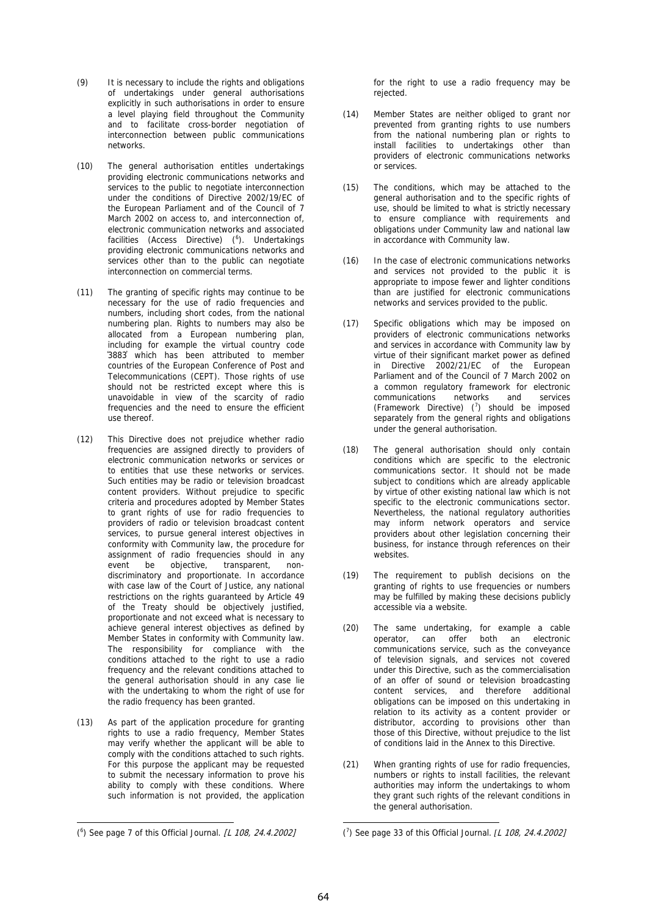(9) It is necessary to include the rights and obligations of undertakings under general authorisations explicitly in such authorisations in order to ensure a level playing field throughout the Community and to facilitate cross-border negotiation of interconnection between public communications networks.

(10) The general authorisation entitles undertakings providing electronic communications networks and services to the public to negotiate interconnection under the conditions of Directive 2002/19/EC of the European Parliament and of the Council of 7 March 2002 on access to, and interconnection of, electronic communication networks and associated facilities (Access Directive) ([6]). Undertakings providing electronic communications networks and services other than to the public can negotiate interconnection on commercial terms.

(11) The granting of specific rights may continue to be necessary for the use of radio frequencies and numbers, including short codes, from the national numbering plan. Rights to numbers may also be allocated from a European numbering plan, including for example the virtual country code '3883' which has been attributed to member countries of the European Conference of Post and Telecommunications (CEPT). Those rights of use should not be restricted except where this is unavoidable in view of the scarcity of radio frequencies and the need to ensure the efficient use thereof.

(12) This Directive does not prejudice whether radio frequencies are assigned directly to providers of electronic communication networks or services or to entities that use these networks or services. Such entities may be radio or television broadcast content providers. Without prejudice to specific criteria and procedures adopted by Member States to grant rights of use for radio frequencies to providers of radio or television broadcast content services, to pursue general interest objectives in conformity with Community law, the procedure for assignment of radio frequencies should in any event be objective, transparent, non-discriminatory and proportionate. In accordance with case law of the Court of Justice, any national restrictions on the rights guaranteed by Article 49 of the Treaty should be objectively justified, proportionate and not exceed what is necessary to achieve general interest objectives as defined by Member States in conformity with Community law. The responsibility for compliance with the conditions attached to the right to use a radio frequency and the relevant conditions attached to the general authorisation should in any case lie with the undertaking to whom the right of use for the radio frequency has been granted.

(13) As part of the application procedure for granting rights to use a radio frequency, Member States may verify whether the applicant will be able to comply with the conditions attached to such rights. For this purpose the applicant may be requested to submit the necessary information to prove his ability to comply with these conditions. Where such information is not provided, the application for the right to use a radio frequency may be rejected.

(14) Member States are neither obliged to grant nor prevented from granting rights to use numbers from the national numbering plan or rights to install facilities to undertakings other than providers of electronic communications networks or services.

(15) The conditions, which may be attached to the general authorisation and to the specific rights of use, should be limited to what is strictly necessary to ensure compliance with requirements and obligations under Community law and national law in accordance with Community law.

(16) In the case of electronic communications networks and services not provided to the public it is appropriate to impose fewer and lighter conditions than are justified for electronic communications networks and services provided to the public.

(17) Specific obligations which may be imposed on providers of electronic communications networks and services in accordance with Community law by virtue of their significant market power as defined in Directive 2002/21/EC of the European Parliament and of the Council of 7 March 2002 on a common regulatory framework for electronic communications networks and services (Framework Directive) ([7]) should be imposed separately from the general rights and obligations under the general authorisation.

(18) The general authorisation should only contain conditions which are specific to the electronic communications sector. It should not be made subject to conditions which are already applicable by virtue of other existing national law which is not specific to the electronic communications sector. Nevertheless, the national regulatory authorities may inform network operators and service providers about other legislation concerning their business, for instance through references on their websites.

(19) The requirement to publish decisions on the granting of rights to use frequencies or numbers may be fulfilled by making these decisions publicly accessible via a website.

(20) The same undertaking, for example a cable operator, can offer both an electronic communications service, such as the conveyance of television signals, and services not covered under this Directive, such as the commercialisation of an offer of sound or television broadcasting content services, and therefore additional obligations can be imposed on this undertaking in relation to its activity as a content provider or distributor, according to provisions other than those of this Directive, without prejudice to the list of conditions laid in the Annex to this Directive.

(21) When granting rights of use for radio frequencies, numbers or rights to install facilities, the relevant authorities may inform the undertakings to whom they grant such rights of the relevant conditions in the general authorisation.

---

([6]) See page 7 of this Official Journal. *[L 108, 24.4.2002]*

([7]) See page 33 of this Official Journal. *[L 108, 24.4.2002]*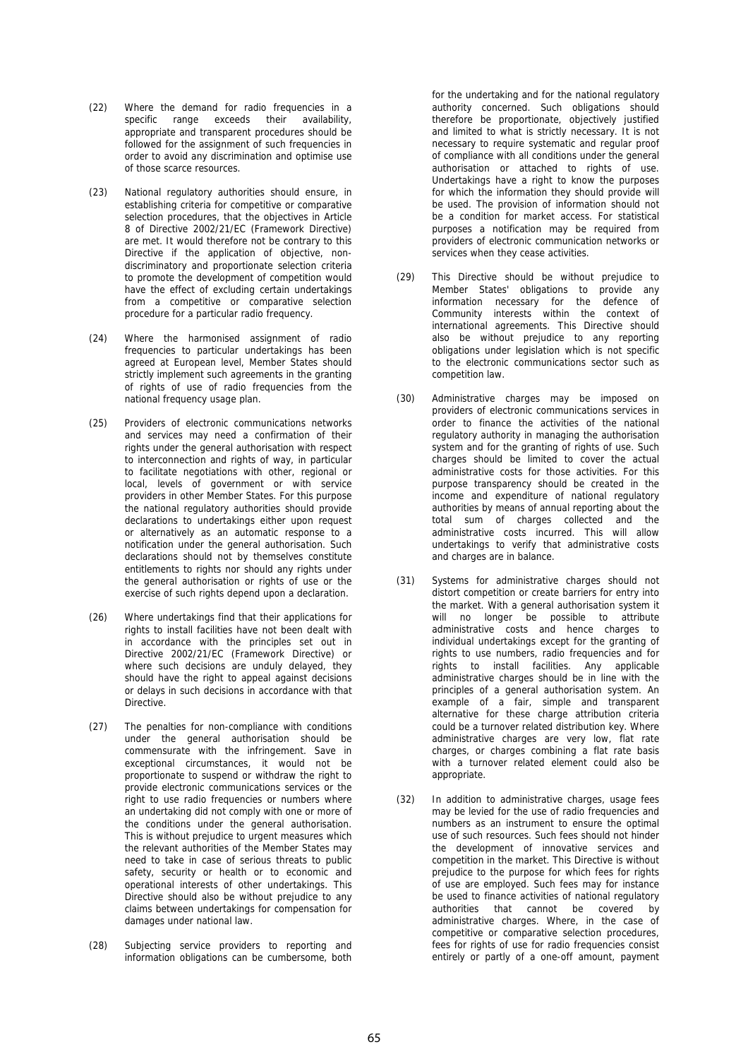(22) Where the demand for radio frequencies in a specific range exceeds their availability, appropriate and transparent procedures should be followed for the assignment of such frequencies in order to avoid any discrimination and optimise use of those scarce resources.

(23) National regulatory authorities should ensure, in establishing criteria for competitive or comparative selection procedures, that the objectives in Article 8 of Directive 2002/21/EC (Framework Directive) are met. It would therefore not be contrary to this Directive if the application of objective, non-discriminatory and proportionate selection criteria to promote the development of competition would have the effect of excluding certain undertakings from a competitive or comparative selection procedure for a particular radio frequency.

(24) Where the harmonised assignment of radio frequencies to particular undertakings has been agreed at European level, Member States should strictly implement such agreements in the granting of rights of use of radio frequencies from the national frequency usage plan.

(25) Providers of electronic communications networks and services may need a confirmation of their rights under the general authorisation with respect to interconnection and rights of way, in particular to facilitate negotiations with other, regional or local, levels of government or with service providers in other Member States. For this purpose the national regulatory authorities should provide declarations to undertakings either upon request or alternatively as an automatic response to a notification under the general authorisation. Such declarations should not by themselves constitute entitlements to rights nor should any rights under the general authorisation or rights of use or the exercise of such rights depend upon a declaration.

(26) Where undertakings find that their applications for rights to install facilities have not been dealt with in accordance with the principles set out in Directive 2002/21/EC (Framework Directive) or where such decisions are unduly delayed, they should have the right to appeal against decisions or delays in such decisions in accordance with that Directive.

(27) The penalties for non-compliance with conditions under the general authorisation should be commensurate with the infringement. Save in exceptional circumstances, it would not be proportionate to suspend or withdraw the right to provide electronic communications services or the right to use radio frequencies or numbers where an undertaking did not comply with one or more of the conditions under the general authorisation. This is without prejudice to urgent measures which the relevant authorities of the Member States may need to take in case of serious threats to public safety, security or health or to economic and operational interests of other undertakings. This Directive should also be without prejudice to any claims between undertakings for compensation for damages under national law.

(28) Subjecting service providers to reporting and information obligations can be cumbersome, both for the undertaking and for the national regulatory authority concerned. Such obligations should therefore be proportionate, objectively justified and limited to what is strictly necessary. It is not necessary to require systematic and regular proof of compliance with all conditions under the general authorisation or attached to rights of use. Undertakings have a right to know the purposes for which the information they should provide will be used. The provision of information should not be a condition for market access. For statistical purposes a notification may be required from providers of electronic communication networks or services when they cease activities.

(29) This Directive should be without prejudice to Member States' obligations to provide any information necessary for the defence of Community interests within the context of international agreements. This Directive should also be without prejudice to any reporting obligations under legislation which is not specific to the electronic communications sector such as competition law.

(30) Administrative charges may be imposed on providers of electronic communications services in order to finance the activities of the national regulatory authority in managing the authorisation system and for the granting of rights of use. Such charges should be limited to cover the actual administrative costs for those activities. For this purpose transparency should be created in the income and expenditure of national regulatory authorities by means of annual reporting about the total sum of charges collected and the administrative costs incurred. This will allow undertakings to verify that administrative costs and charges are in balance.

(31) Systems for administrative charges should not distort competition or create barriers for entry into the market. With a general authorisation system it will no longer be possible to attribute administrative costs and hence charges to individual undertakings except for the granting of rights to use numbers, radio frequencies and for rights to install facilities. Any applicable administrative charges should be in line with the principles of a general authorisation system. An example of a fair, simple and transparent alternative for these charge attribution criteria could be a turnover related distribution key. Where administrative charges are very low, flat rate charges, or charges combining a flat rate basis with a turnover related element could also be appropriate.

(32) In addition to administrative charges, usage fees may be levied for the use of radio frequencies and numbers as an instrument to ensure the optimal use of such resources. Such fees should not hinder the development of innovative services and competition in the market. This Directive is without prejudice to the purpose for which fees for rights of use are employed. Such fees may for instance be used to finance activities of national regulatory authorities that cannot be covered by administrative charges. Where, in the case of competitive or comparative selection procedures, fees for rights of use for radio frequencies consist entirely or partly of a one-off amount, payment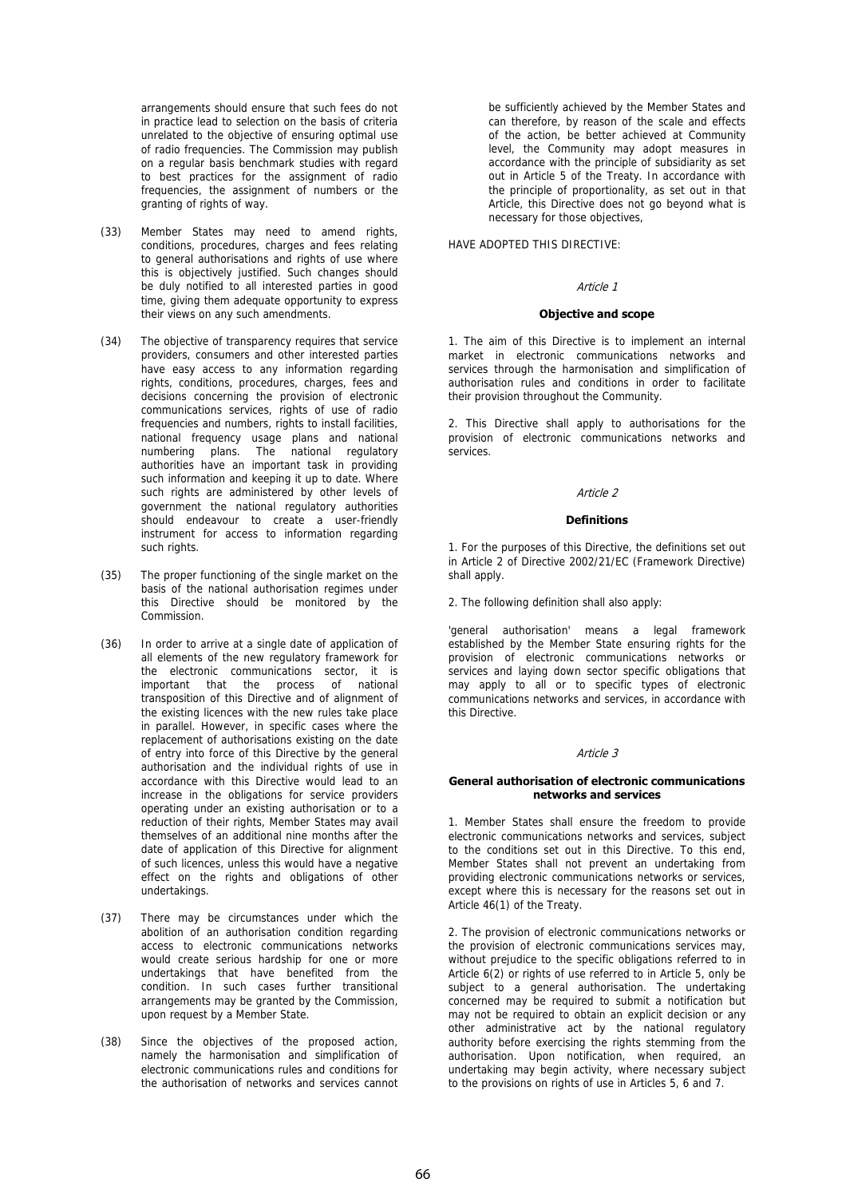arrangements should ensure that such fees do not in practice lead to selection on the basis of criteria unrelated to the objective of ensuring optimal use of radio frequencies. The Commission may publish on a regular basis benchmark studies with regard to best practices for the assignment of radio frequencies, the assignment of numbers or the granting of rights of way.

(33) Member States may need to amend rights, conditions, procedures, charges and fees relating to general authorisations and rights of use where this is objectively justified. Such changes should be duly notified to all interested parties in good time, giving them adequate opportunity to express their views on any such amendments.

(34) The objective of transparency requires that service providers, consumers and other interested parties have easy access to any information regarding rights, conditions, procedures, charges, fees and decisions concerning the provision of electronic communications services, rights of use of radio frequencies and numbers, rights to install facilities, national frequency usage plans and national numbering plans. The national regulatory authorities have an important task in providing such information and keeping it up to date. Where such rights are administered by other levels of government the national regulatory authorities should endeavour to create a user-friendly instrument for access to information regarding such rights.

(35) The proper functioning of the single market on the basis of the national authorisation regimes under this Directive should be monitored by the Commission.

(36) In order to arrive at a single date of application of all elements of the new regulatory framework for the electronic communications sector, it is important that the process of national transposition of this Directive and of alignment of the existing licences with the new rules take place in parallel. However, in specific cases where the replacement of authorisations existing on the date of entry into force of this Directive by the general authorisation and the individual rights of use in accordance with this Directive would lead to an increase in the obligations for service providers operating under an existing authorisation or to a reduction of their rights, Member States may avail themselves of an additional nine months after the date of application of this Directive for alignment of such licences, unless this would have a negative effect on the rights and obligations of other undertakings.

(37) There may be circumstances under which the abolition of an authorisation condition regarding access to electronic communications networks would create serious hardship for one or more undertakings that have benefited from the condition. In such cases further transitional arrangements may be granted by the Commission, upon request by a Member State.

(38) Since the objectives of the proposed action, namely the harmonisation and simplification of electronic communications rules and conditions for the authorisation of networks and services cannot be sufficiently achieved by the Member States and can therefore, by reason of the scale and effects of the action, be better achieved at Community level, the Community may adopt measures in accordance with the principle of subsidiarity as set out in Article 5 of the Treaty. In accordance with the principle of proportionality, as set out in that Article, this Directive does not go beyond what is necessary for those objectives,

HAVE ADOPTED THIS DIRECTIVE:

*Article 1*

**Objective and scope**

1. The aim of this Directive is to implement an internal market in electronic communications networks and services through the harmonisation and simplification of authorisation rules and conditions in order to facilitate their provision throughout the Community.

2. This Directive shall apply to authorisations for the provision of electronic communications networks and services.

*Article 2*

**Definitions**

1. For the purposes of this Directive, the definitions set out in Article 2 of Directive 2002/21/EC (Framework Directive) shall apply.

2. The following definition shall also apply:

'general authorisation' means a legal framework established by the Member State ensuring rights for the provision of electronic communications networks or services and laying down sector specific obligations that may apply to all or to specific types of electronic communications networks and services, in accordance with this Directive.

*Article 3*

**General authorisation of electronic communications networks and services**

1. Member States shall ensure the freedom to provide electronic communications networks and services, subject to the conditions set out in this Directive. To this end, Member States shall not prevent an undertaking from providing electronic communications networks or services, except where this is necessary for the reasons set out in Article 46(1) of the Treaty.

2. The provision of electronic communications networks or the provision of electronic communications services may, without prejudice to the specific obligations referred to in Article 6(2) or rights of use referred to in Article 5, only be subject to a general authorisation. The undertaking concerned may be required to submit a notification but may not be required to obtain an explicit decision or any other administrative act by the national regulatory authority before exercising the rights stemming from the authorisation. Upon notification, when required, an undertaking may begin activity, where necessary subject to the provisions on rights of use in Articles 5, 6 and 7.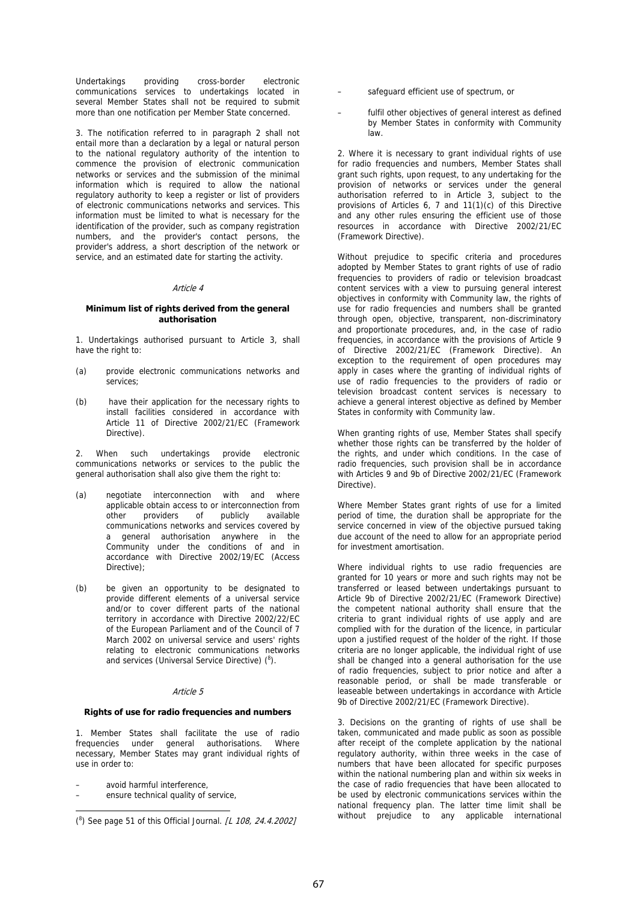Undertakings providing cross-border electronic communications services to undertakings located in several Member States shall not be required to submit more than one notification per Member State concerned.

3. The notification referred to in paragraph 2 shall not entail more than a declaration by a legal or natural person to the national regulatory authority of the intention to commence the provision of electronic communication networks or services and the submission of the minimal information which is required to allow the national regulatory authority to keep a register or list of providers of electronic communications networks and services. This information must be limited to what is necessary for the identification of the provider, such as company registration numbers, and the provider's contact persons, the provider's address, a short description of the network or service, and an estimated date for starting the activity.

*Article 4*

**Minimum list of rights derived from the general authorisation**

1. Undertakings authorised pursuant to Article 3, shall have the right to:

(a) provide electronic communications networks and services;

(b) have their application for the necessary rights to install facilities considered in accordance with Article 11 of Directive 2002/21/EC (Framework Directive).

2. When such undertakings provide electronic communications networks or services to the public the general authorisation shall also give them the right to:

(a) negotiate interconnection with and where applicable obtain access to or interconnection from other providers of publicly available communications networks and services covered by a general authorisation anywhere in the Community under the conditions of and in accordance with Directive 2002/19/EC (Access Directive);

(b) be given an opportunity to be designated to provide different elements of a universal service and/or to cover different parts of the national territory in accordance with Directive 2002/22/EC of the European Parliament and of the Council of 7 March 2002 on universal service and users' rights relating to electronic communications networks and services (Universal Service Directive) [8].

*Article 5*

**Rights of use for radio frequencies and numbers**

1. Member States shall facilitate the use of radio frequencies under general authorisations. Where necessary, Member States may grant individual rights of use in order to:

– avoid harmful interference,

– ensure technical quality of service,

– safeguard efficient use of spectrum, or

– fulfil other objectives of general interest as defined by Member States in conformity with Community law.

2. Where it is necessary to grant individual rights of use for radio frequencies and numbers, Member States shall grant such rights, upon request, to any undertaking for the provision of networks or services under the general authorisation referred to in Article 3, subject to the provisions of Articles 6, 7 and 11(1)(c) of this Directive and any other rules ensuring the efficient use of those resources in accordance with Directive 2002/21/EC (Framework Directive).

Without prejudice to specific criteria and procedures adopted by Member States to grant rights of use of radio frequencies to providers of radio or television broadcast content services with a view to pursuing general interest objectives in conformity with Community law, the rights of use for radio frequencies and numbers shall be granted through open, objective, transparent, non-discriminatory and proportionate procedures, and, in the case of radio frequencies, in accordance with the provisions of Article 9 of Directive 2002/21/EC (Framework Directive). An exception to the requirement of open procedures may apply in cases where the granting of individual rights of use of radio frequencies to the providers of radio or television broadcast content services is necessary to achieve a general interest objective as defined by Member States in conformity with Community law.

When granting rights of use, Member States shall specify whether those rights can be transferred by the holder of the rights, and under which conditions. In the case of radio frequencies, such provision shall be in accordance with Articles 9 and 9b of Directive 2002/21/EC (Framework Directive).

Where Member States grant rights of use for a limited period of time, the duration shall be appropriate for the service concerned in view of the objective pursued taking due account of the need to allow for an appropriate period for investment amortisation.

Where individual rights to use radio frequencies are granted for 10 years or more and such rights may not be transferred or leased between undertakings pursuant to Article 9b of Directive 2002/21/EC (Framework Directive) the competent national authority shall ensure that the criteria to grant individual rights of use apply and are complied with for the duration of the licence, in particular upon a justified request of the holder of the right. If those criteria are no longer applicable, the individual right of use shall be changed into a general authorisation for the use of radio frequencies, subject to prior notice and after a reasonable period, or shall be made transferable or leaseable between undertakings in accordance with Article 9b of Directive 2002/21/EC (Framework Directive).

3. Decisions on the granting of rights of use shall be taken, communicated and made public as soon as possible after receipt of the complete application by the national regulatory authority, within three weeks in the case of numbers that have been allocated for specific purposes within the national numbering plan and within six weeks in the case of radio frequencies that have been allocated to be used by electronic communications services within the national frequency plan. The latter time limit shall be without prejudice to any applicable international

[8] See page 51 of this Official Journal. *[L 108, 24.4.2002]*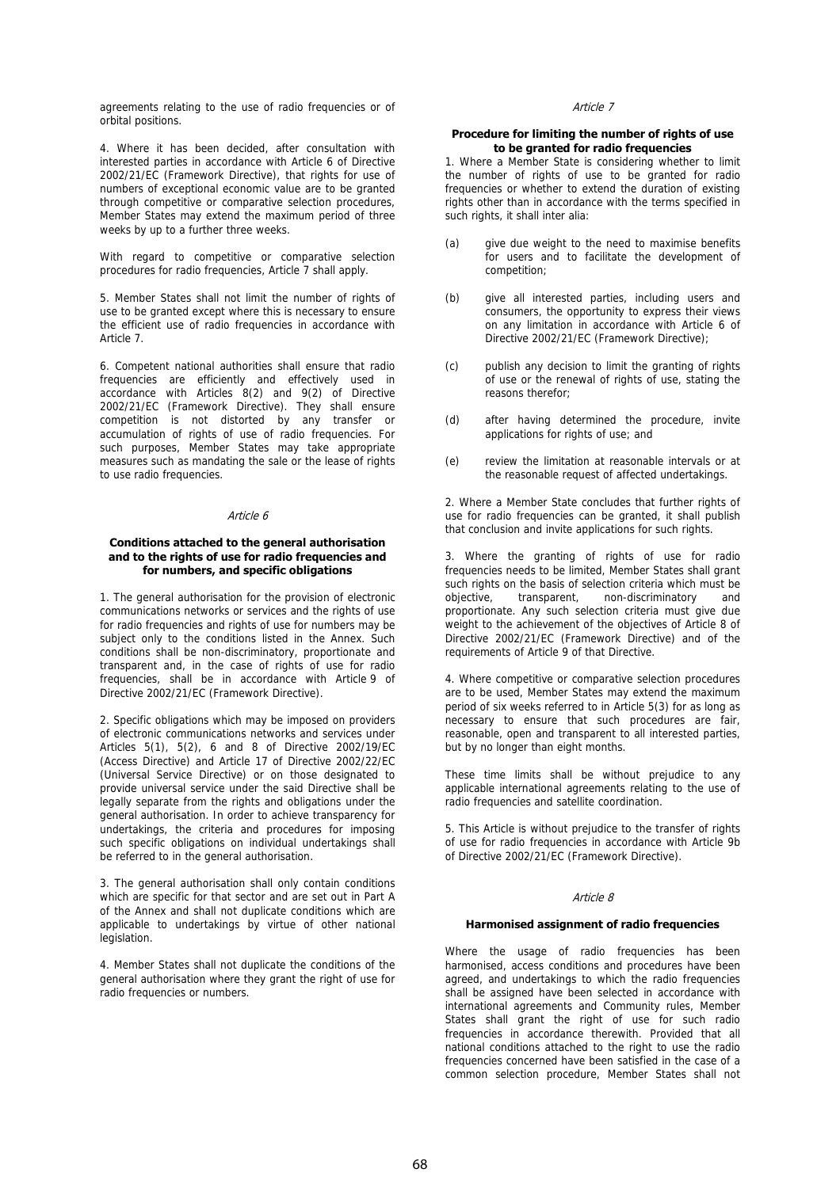agreements relating to the use of radio frequencies or of orbital positions.

4. Where it has been decided, after consultation with interested parties in accordance with Article 6 of Directive 2002/21/EC (Framework Directive), that rights for use of numbers of exceptional economic value are to be granted through competitive or comparative selection procedures, Member States may extend the maximum period of three weeks by up to a further three weeks.

With regard to competitive or comparative selection procedures for radio frequencies, Article 7 shall apply.

5. Member States shall not limit the number of rights of use to be granted except where this is necessary to ensure the efficient use of radio frequencies in accordance with Article 7.

6. Competent national authorities shall ensure that radio frequencies are efficiently and effectively used in accordance with Articles 8(2) and 9(2) of Directive 2002/21/EC (Framework Directive). They shall ensure competition is not distorted by any transfer or accumulation of rights of use of radio frequencies. For such purposes, Member States may take appropriate measures such as mandating the sale or the lease of rights to use radio frequencies.

*Article 6*

**Conditions attached to the general authorisation and to the rights of use for radio frequencies and for numbers, and specific obligations**

1. The general authorisation for the provision of electronic communications networks or services and the rights of use for radio frequencies and rights of use for numbers may be subject only to the conditions listed in the Annex. Such conditions shall be non-discriminatory, proportionate and transparent and, in the case of rights of use for radio frequencies, shall be in accordance with Article 9 of Directive 2002/21/EC (Framework Directive).

2. Specific obligations which may be imposed on providers of electronic communications networks and services under Articles 5(1), 5(2), 6 and 8 of Directive 2002/19/EC (Access Directive) and Article 17 of Directive 2002/22/EC (Universal Service Directive) or on those designated to provide universal service under the said Directive shall be legally separate from the rights and obligations under the general authorisation. In order to achieve transparency for undertakings, the criteria and procedures for imposing such specific obligations on individual undertakings shall be referred to in the general authorisation.

3. The general authorisation shall only contain conditions which are specific for that sector and are set out in Part A of the Annex and shall not duplicate conditions which are applicable to undertakings by virtue of other national legislation.

4. Member States shall not duplicate the conditions of the general authorisation where they grant the right of use for radio frequencies or numbers.

*Article 7*

**Procedure for limiting the number of rights of use to be granted for radio frequencies**

1. Where a Member State is considering whether to limit the number of rights of use to be granted for radio frequencies or whether to extend the duration of existing rights other than in accordance with the terms specified in such rights, it shall inter alia:

(a) give due weight to the need to maximise benefits for users and to facilitate the development of competition;

(b) give all interested parties, including users and consumers, the opportunity to express their views on any limitation in accordance with Article 6 of Directive 2002/21/EC (Framework Directive);

(c) publish any decision to limit the granting of rights of use or the renewal of rights of use, stating the reasons therefor;

(d) after having determined the procedure, invite applications for rights of use; and

(e) review the limitation at reasonable intervals or at the reasonable request of affected undertakings.

2. Where a Member State concludes that further rights of use for radio frequencies can be granted, it shall publish that conclusion and invite applications for such rights.

3. Where the granting of rights of use for radio frequencies needs to be limited, Member States shall grant such rights on the basis of selection criteria which must be objective, transparent, non-discriminatory and proportionate. Any such selection criteria must give due weight to the achievement of the objectives of Article 8 of Directive 2002/21/EC (Framework Directive) and of the requirements of Article 9 of that Directive.

4. Where competitive or comparative selection procedures are to be used, Member States may extend the maximum period of six weeks referred to in Article 5(3) for as long as necessary to ensure that such procedures are fair, reasonable, open and transparent to all interested parties, but by no longer than eight months.

These time limits shall be without prejudice to any applicable international agreements relating to the use of radio frequencies and satellite coordination.

5. This Article is without prejudice to the transfer of rights of use for radio frequencies in accordance with Article 9b of Directive 2002/21/EC (Framework Directive).

*Article 8*

**Harmonised assignment of radio frequencies**

Where the usage of radio frequencies has been harmonised, access conditions and procedures have been agreed, and undertakings to which the radio frequencies shall be assigned have been selected in accordance with international agreements and Community rules, Member States shall grant the right of use for such radio frequencies in accordance therewith. Provided that all national conditions attached to the right to use the radio frequencies concerned have been satisfied in the case of a common selection procedure, Member States shall not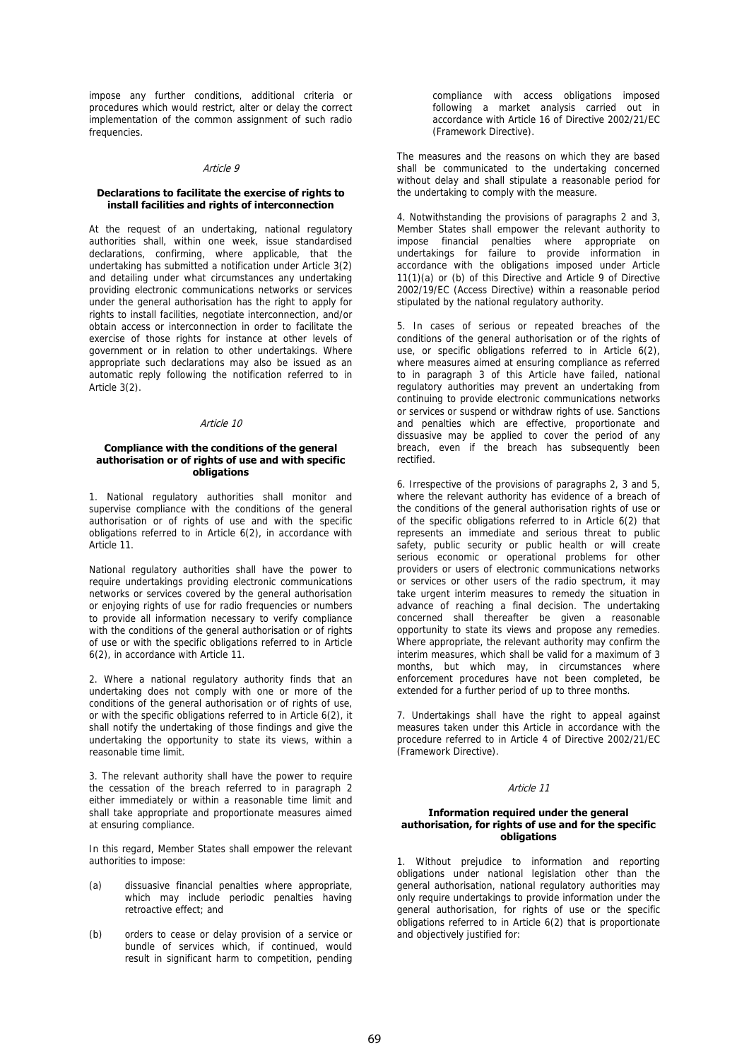impose any further conditions, additional criteria or procedures which would restrict, alter or delay the correct implementation of the common assignment of such radio frequencies.

*Article 9*

**Declarations to facilitate the exercise of rights to install facilities and rights of interconnection**

At the request of an undertaking, national regulatory authorities shall, within one week, issue standardised declarations, confirming, where applicable, that the undertaking has submitted a notification under Article 3(2) and detailing under what circumstances any undertaking providing electronic communications networks or services under the general authorisation has the right to apply for rights to install facilities, negotiate interconnection, and/or obtain access or interconnection in order to facilitate the exercise of those rights for instance at other levels of government or in relation to other undertakings. Where appropriate such declarations may also be issued as an automatic reply following the notification referred to in Article 3(2).

*Article 10*

**Compliance with the conditions of the general authorisation or of rights of use and with specific obligations**

1. National regulatory authorities shall monitor and supervise compliance with the conditions of the general authorisation or of rights of use and with the specific obligations referred to in Article 6(2), in accordance with Article 11.

National regulatory authorities shall have the power to require undertakings providing electronic communications networks or services covered by the general authorisation or enjoying rights of use for radio frequencies or numbers to provide all information necessary to verify compliance with the conditions of the general authorisation or of rights of use or with the specific obligations referred to in Article 6(2), in accordance with Article 11.

2. Where a national regulatory authority finds that an undertaking does not comply with one or more of the conditions of the general authorisation or of rights of use, or with the specific obligations referred to in Article 6(2), it shall notify the undertaking of those findings and give the undertaking the opportunity to state its views, within a reasonable time limit.

3. The relevant authority shall have the power to require the cessation of the breach referred to in paragraph 2 either immediately or within a reasonable time limit and shall take appropriate and proportionate measures aimed at ensuring compliance.

In this regard, Member States shall empower the relevant authorities to impose:

(a) dissuasive financial penalties where appropriate, which may include periodic penalties having retroactive effect; and

(b) orders to cease or delay provision of a service or bundle of services which, if continued, would result in significant harm to competition, pending compliance with access obligations imposed following a market analysis carried out in accordance with Article 16 of Directive 2002/21/EC (Framework Directive).

The measures and the reasons on which they are based shall be communicated to the undertaking concerned without delay and shall stipulate a reasonable period for the undertaking to comply with the measure.

4. Notwithstanding the provisions of paragraphs 2 and 3, Member States shall empower the relevant authority to impose financial penalties where appropriate on undertakings for failure to provide information in accordance with the obligations imposed under Article 11(1)(a) or (b) of this Directive and Article 9 of Directive 2002/19/EC (Access Directive) within a reasonable period stipulated by the national regulatory authority.

5. In cases of serious or repeated breaches of the conditions of the general authorisation or of the rights of use, or specific obligations referred to in Article 6(2), where measures aimed at ensuring compliance as referred to in paragraph 3 of this Article have failed, national regulatory authorities may prevent an undertaking from continuing to provide electronic communications networks or services or suspend or withdraw rights of use. Sanctions and penalties which are effective, proportionate and dissuasive may be applied to cover the period of any breach, even if the breach has subsequently been rectified.

6. Irrespective of the provisions of paragraphs 2, 3 and 5, where the relevant authority has evidence of a breach of the conditions of the general authorisation rights of use or of the specific obligations referred to in Article 6(2) that represents an immediate and serious threat to public safety, public security or public health or will create serious economic or operational problems for other providers or users of electronic communications networks or services or other users of the radio spectrum, it may take urgent interim measures to remedy the situation in advance of reaching a final decision. The undertaking concerned shall thereafter be given a reasonable opportunity to state its views and propose any remedies. Where appropriate, the relevant authority may confirm the interim measures, which shall be valid for a maximum of 3 months, but which may, in circumstances where enforcement procedures have not been completed, be extended for a further period of up to three months.

7. Undertakings shall have the right to appeal against measures taken under this Article in accordance with the procedure referred to in Article 4 of Directive 2002/21/EC (Framework Directive).

*Article 11*

**Information required under the general authorisation, for rights of use and for the specific obligations**

1. Without prejudice to information and reporting obligations under national legislation other than the general authorisation, national regulatory authorities may only require undertakings to provide information under the general authorisation, for rights of use or the specific obligations referred to in Article 6(2) that is proportionate and objectively justified for: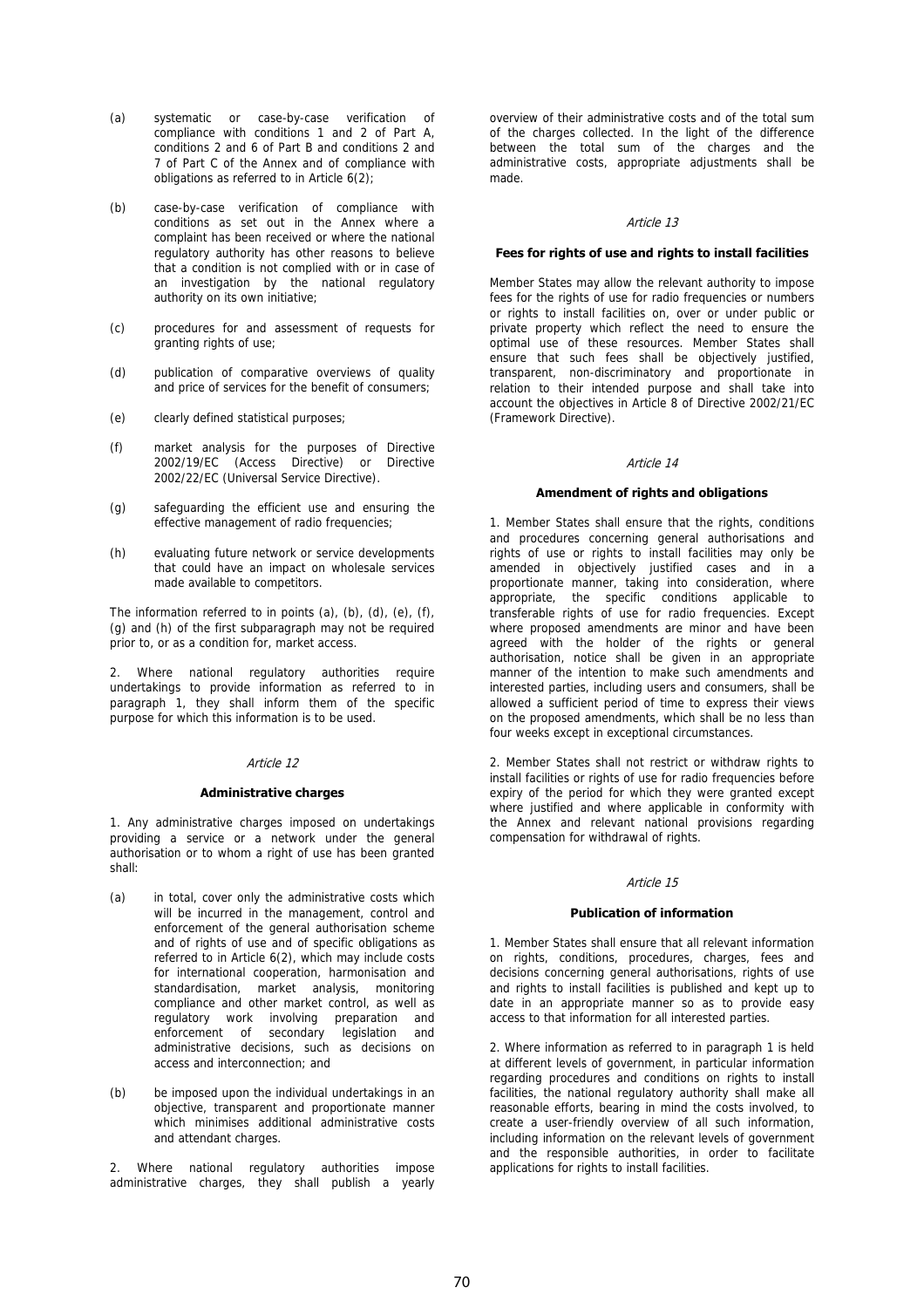(a) systematic or case-by-case verification of compliance with conditions 1 and 2 of Part A, conditions 2 and 6 of Part B and conditions 2 and 7 of Part C of the Annex and of compliance with obligations as referred to in Article 6(2);

(b) case-by-case verification of compliance with conditions as set out in the Annex where a complaint has been received or where the national regulatory authority has other reasons to believe that a condition is not complied with or in case of an investigation by the national regulatory authority on its own initiative;

(c) procedures for and assessment of requests for granting rights of use;

(d) publication of comparative overviews of quality and price of services for the benefit of consumers;

(e) clearly defined statistical purposes;

(f) market analysis for the purposes of Directive 2002/19/EC (Access Directive) or Directive 2002/22/EC (Universal Service Directive).

(g) safeguarding the efficient use and ensuring the effective management of radio frequencies;

(h) evaluating future network or service developments that could have an impact on wholesale services made available to competitors.

The information referred to in points (a), (b), (d), (e), (f), (g) and (h) of the first subparagraph may not be required prior to, or as a condition for, market access.

2. Where national regulatory authorities require undertakings to provide information as referred to in paragraph 1, they shall inform them of the specific purpose for which this information is to be used.

*Article 12*

**Administrative charges**

1. Any administrative charges imposed on undertakings providing a service or a network under the general authorisation or to whom a right of use has been granted shall:

(a) in total, cover only the administrative costs which will be incurred in the management, control and enforcement of the general authorisation scheme and of rights of use and of specific obligations as referred to in Article 6(2), which may include costs for international cooperation, harmonisation and standardisation, market analysis, monitoring compliance and other market control, as well as regulatory work involving preparation and enforcement of secondary legislation and administrative decisions, such as decisions on access and interconnection; and

(b) be imposed upon the individual undertakings in an objective, transparent and proportionate manner which minimises additional administrative costs and attendant charges.

2. Where national regulatory authorities impose administrative charges, they shall publish a yearly overview of their administrative costs and of the total sum of the charges collected. In the light of the difference between the total sum of the charges and the administrative costs, appropriate adjustments shall be made.

*Article 13*

**Fees for rights of use and rights to install facilities**

Member States may allow the relevant authority to impose fees for the rights of use for radio frequencies or numbers or rights to install facilities on, over or under public or private property which reflect the need to ensure the optimal use of these resources. Member States shall ensure that such fees shall be objectively justified, transparent, non-discriminatory and proportionate in relation to their intended purpose and shall take into account the objectives in Article 8 of Directive 2002/21/EC (Framework Directive).

*Article 14*

**Amendment of rights and obligations**

1. Member States shall ensure that the rights, conditions and procedures concerning general authorisations and rights of use or rights to install facilities may only be amended in objectively justified cases and in a proportionate manner, taking into consideration, where appropriate, the specific conditions applicable to transferable rights of use for radio frequencies. Except where proposed amendments are minor and have been agreed with the holder of the rights or general authorisation, notice shall be given in an appropriate manner of the intention to make such amendments and interested parties, including users and consumers, shall be allowed a sufficient period of time to express their views on the proposed amendments, which shall be no less than four weeks except in exceptional circumstances.

2. Member States shall not restrict or withdraw rights to install facilities or rights of use for radio frequencies before expiry of the period for which they were granted except where justified and where applicable in conformity with the Annex and relevant national provisions regarding compensation for withdrawal of rights.

*Article 15*

**Publication of information**

1. Member States shall ensure that all relevant information on rights, conditions, procedures, charges, fees and decisions concerning general authorisations, rights of use and rights to install facilities is published and kept up to date in an appropriate manner so as to provide easy access to that information for all interested parties.

2. Where information as referred to in paragraph 1 is held at different levels of government, in particular information regarding procedures and conditions on rights to install facilities, the national regulatory authority shall make all reasonable efforts, bearing in mind the costs involved, to create a user-friendly overview of all such information, including information on the relevant levels of government and the responsible authorities, in order to facilitate applications for rights to install facilities.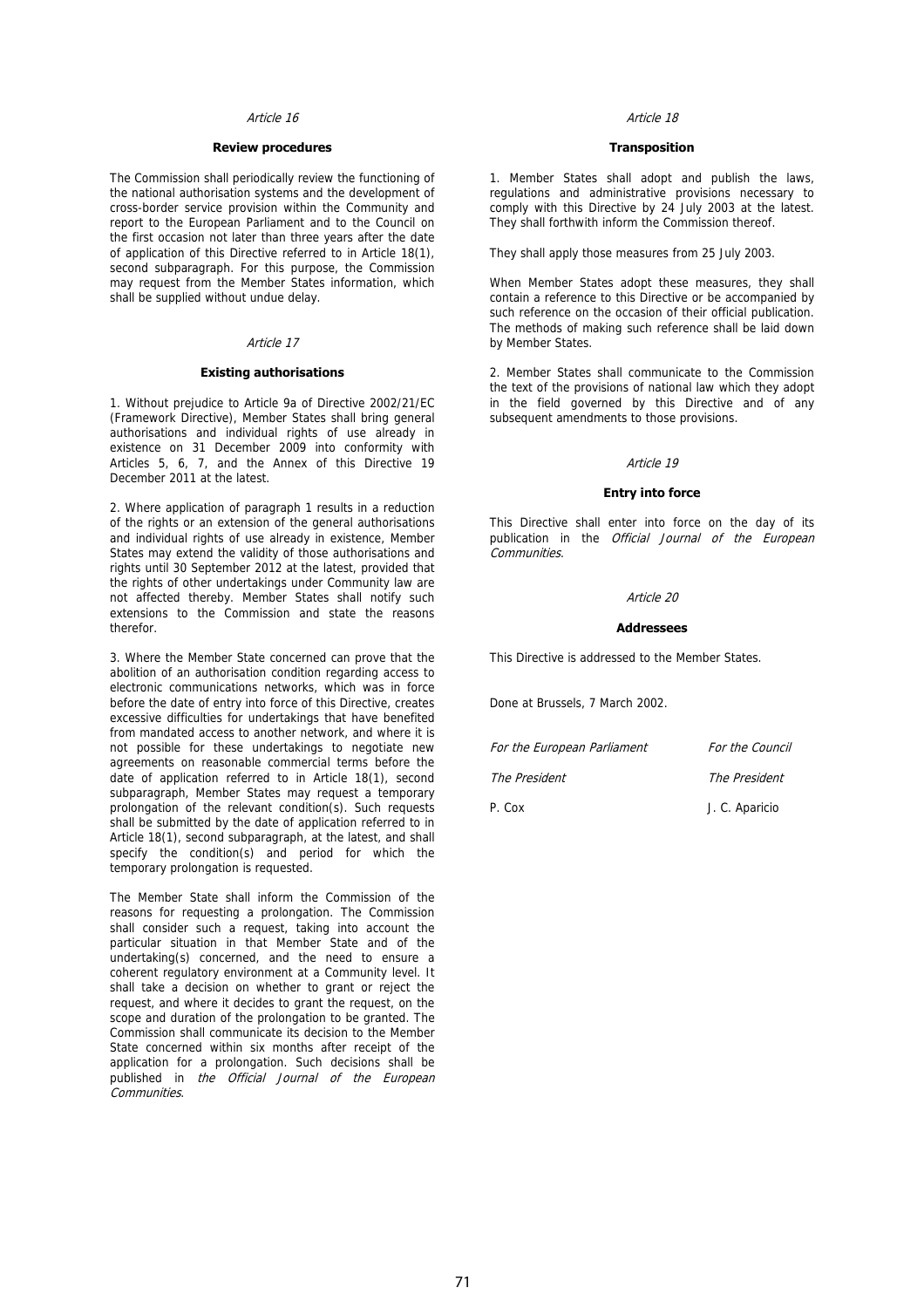*Article 16*

**Review procedures**

The Commission shall periodically review the functioning of the national authorisation systems and the development of cross-border service provision within the Community and report to the European Parliament and to the Council on the first occasion not later than three years after the date of application of this Directive referred to in Article 18(1), second subparagraph. For this purpose, the Commission may request from the Member States information, which shall be supplied without undue delay.

*Article 17*

**Existing authorisations**

1. Without prejudice to Article 9a of Directive 2002/21/EC (Framework Directive), Member States shall bring general authorisations and individual rights of use already in existence on 31 December 2009 into conformity with Articles 5, 6, 7, and the Annex of this Directive 19 December 2011 at the latest.

2. Where application of paragraph 1 results in a reduction of the rights or an extension of the general authorisations and individual rights of use already in existence, Member States may extend the validity of those authorisations and rights until 30 September 2012 at the latest, provided that the rights of other undertakings under Community law are not affected thereby. Member States shall notify such extensions to the Commission and state the reasons therefor.

3. Where the Member State concerned can prove that the abolition of an authorisation condition regarding access to electronic communications networks, which was in force before the date of entry into force of this Directive, creates excessive difficulties for undertakings that have benefited from mandated access to another network, and where it is not possible for these undertakings to negotiate new agreements on reasonable commercial terms before the date of application referred to in Article 18(1), second subparagraph, Member States may request a temporary prolongation of the relevant condition(s). Such requests shall be submitted by the date of application referred to in Article 18(1), second subparagraph, at the latest, and shall specify the condition(s) and period for which the temporary prolongation is requested.

The Member State shall inform the Commission of the reasons for requesting a prolongation. The Commission shall consider such a request, taking into account the particular situation in that Member State and of the undertaking(s) concerned, and the need to ensure a coherent regulatory environment at a Community level. It shall take a decision on whether to grant or reject the request, and where it decides to grant the request, on the scope and duration of the prolongation to be granted. The Commission shall communicate its decision to the Member State concerned within six months after receipt of the application for a prolongation. Such decisions shall be published in *the Official Journal of the European Communities*.

*Article 18*

**Transposition**

1. Member States shall adopt and publish the laws, regulations and administrative provisions necessary to comply with this Directive by 24 July 2003 at the latest. They shall forthwith inform the Commission thereof.

They shall apply those measures from 25 July 2003.

When Member States adopt these measures, they shall contain a reference to this Directive or be accompanied by such reference on the occasion of their official publication. The methods of making such reference shall be laid down by Member States.

2. Member States shall communicate to the Commission the text of the provisions of national law which they adopt in the field governed by this Directive and of any subsequent amendments to those provisions.

*Article 19*

**Entry into force**

This Directive shall enter into force on the day of its publication in the *Official Journal of the European Communities*.

*Article 20*

**Addressees**

This Directive is addressed to the Member States.

Done at Brussels, 7 March 2002.

| *For the European Parliament* | *For the Council* |
|---|---|
| *The President* | *The President* |
| P. Cox | J. C. Aparicio |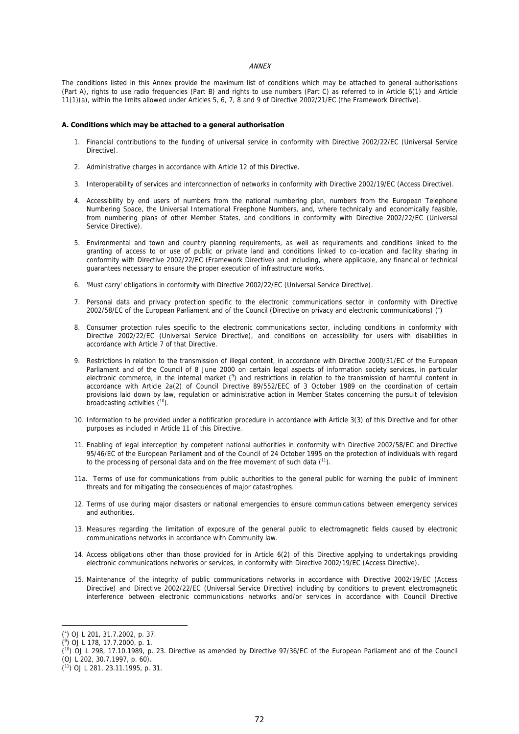*ANNEX*

The conditions listed in this Annex provide the maximum list of conditions which may be attached to general authorisations (Part A), rights to use radio frequencies (Part B) and rights to use numbers (Part C) as referred to in Article 6(1) and Article 11(1)(a), within the limits allowed under Articles 5, 6, 7, 8 and 9 of Directive 2002/21/EC (the Framework Directive).

**A. Conditions which may be attached to a general authorisation**

1. Financial contributions to the funding of universal service in conformity with Directive 2002/22/EC (Universal Service Directive).

2. Administrative charges in accordance with Article 12 of this Directive.

3. Interoperability of services and interconnection of networks in conformity with Directive 2002/19/EC (Access Directive).

4. Accessibility by end users of numbers from the national numbering plan, numbers from the European Telephone Numbering Space, the Universal International Freephone Numbers, and, where technically and economically feasible, from numbering plans of other Member States, and conditions in conformity with Directive 2002/22/EC (Universal Service Directive).

5. Environmental and town and country planning requirements, as well as requirements and conditions linked to the granting of access to or use of public or private land and conditions linked to co-location and facility sharing in conformity with Directive 2002/22/EC (Framework Directive) and including, where applicable, any financial or technical guarantees necessary to ensure the proper execution of infrastructure works.

6. 'Must carry' obligations in conformity with Directive 2002/22/EC (Universal Service Directive).

7. Personal data and privacy protection specific to the electronic communications sector in conformity with Directive 2002/58/EC of the European Parliament and of the Council (Directive on privacy and electronic communications) [*]

8. Consumer protection rules specific to the electronic communications sector, including conditions in conformity with Directive 2002/22/EC (Universal Service Directive), and conditions on accessibility for users with disabilities in accordance with Article 7 of that Directive.

9. Restrictions in relation to the transmission of illegal content, in accordance with Directive 2000/31/EC of the European Parliament and of the Council of 8 June 2000 on certain legal aspects of information society services, in particular electronic commerce, in the internal market [9] and restrictions in relation to the transmission of harmful content in accordance with Article 2a(2) of Council Directive 89/552/EEC of 3 October 1989 on the coordination of certain provisions laid down by law, regulation or administrative action in Member States concerning the pursuit of television broadcasting activities [10].

10. Information to be provided under a notification procedure in accordance with Article 3(3) of this Directive and for other purposes as included in Article 11 of this Directive.

11. Enabling of legal interception by competent national authorities in conformity with Directive 2002/58/EC and Directive 95/46/EC of the European Parliament and of the Council of 24 October 1995 on the protection of individuals with regard to the processing of personal data and on the free movement of such data [11].

11a. Terms of use for communications from public authorities to the general public for warning the public of imminent threats and for mitigating the consequences of major catastrophes.

12. Terms of use during major disasters or national emergencies to ensure communications between emergency services and authorities.

13. Measures regarding the limitation of exposure of the general public to electromagnetic fields caused by electronic communications networks in accordance with Community law.

14. Access obligations other than those provided for in Article 6(2) of this Directive applying to undertakings providing electronic communications networks or services, in conformity with Directive 2002/19/EC (Access Directive).

15. Maintenance of the integrity of public communications networks in accordance with Directive 2002/19/EC (Access Directive) and Directive 2002/22/EC (Universal Service Directive) including by conditions to prevent electromagnetic interference between electronic communications networks and/or services in accordance with Council Directive

---

[*] OJ L 201, 31.7.2002, p. 37.

[9] OJ L 178, 17.7.2000, p. 1.

[10] OJ L 298, 17.10.1989, p. 23. Directive as amended by Directive 97/36/EC of the European Parliament and of the Council (OJ L 202, 30.7.1997, p. 60).

[11] OJ L 281, 23.11.1995, p. 31.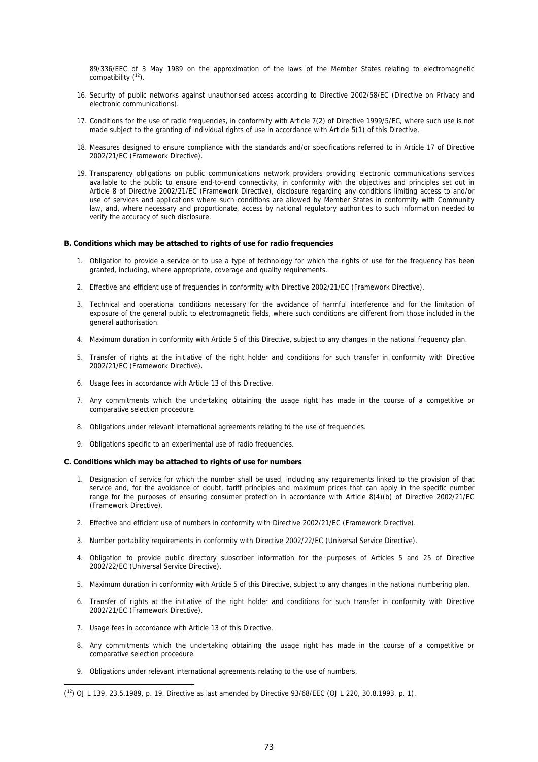89/336/EEC of 3 May 1989 on the approximation of the laws of the Member States relating to electromagnetic compatibility [12].

16. Security of public networks against unauthorised access according to Directive 2002/58/EC (Directive on Privacy and electronic communications).
17. Conditions for the use of radio frequencies, in conformity with Article 7(2) of Directive 1999/5/EC, where such use is not made subject to the granting of individual rights of use in accordance with Article 5(1) of this Directive.
18. Measures designed to ensure compliance with the standards and/or specifications referred to in Article 17 of Directive 2002/21/EC (Framework Directive).
19. Transparency obligations on public communications network providers providing electronic communications services available to the public to ensure end-to-end connectivity, in conformity with the objectives and principles set out in Article 8 of Directive 2002/21/EC (Framework Directive), disclosure regarding any conditions limiting access to and/or use of services and applications where such conditions are allowed by Member States in conformity with Community law, and, where necessary and proportionate, access by national regulatory authorities to such information needed to verify the accuracy of such disclosure.

**B. Conditions which may be attached to rights of use for radio frequencies**

1. Obligation to provide a service or to use a type of technology for which the rights of use for the frequency has been granted, including, where appropriate, coverage and quality requirements.
2. Effective and efficient use of frequencies in conformity with Directive 2002/21/EC (Framework Directive).
3. Technical and operational conditions necessary for the avoidance of harmful interference and for the limitation of exposure of the general public to electromagnetic fields, where such conditions are different from those included in the general authorisation.
4. Maximum duration in conformity with Article 5 of this Directive, subject to any changes in the national frequency plan.
5. Transfer of rights at the initiative of the right holder and conditions for such transfer in conformity with Directive 2002/21/EC (Framework Directive).
6. Usage fees in accordance with Article 13 of this Directive.
7. Any commitments which the undertaking obtaining the usage right has made in the course of a competitive or comparative selection procedure.
8. Obligations under relevant international agreements relating to the use of frequencies.
9. Obligations specific to an experimental use of radio frequencies.

**C. Conditions which may be attached to rights of use for numbers**

1. Designation of service for which the number shall be used, including any requirements linked to the provision of that service and, for the avoidance of doubt, tariff principles and maximum prices that can apply in the specific number range for the purposes of ensuring consumer protection in accordance with Article 8(4)(b) of Directive 2002/21/EC (Framework Directive).
2. Effective and efficient use of numbers in conformity with Directive 2002/21/EC (Framework Directive).
3. Number portability requirements in conformity with Directive 2002/22/EC (Universal Service Directive).
4. Obligation to provide public directory subscriber information for the purposes of Articles 5 and 25 of Directive 2002/22/EC (Universal Service Directive).
5. Maximum duration in conformity with Article 5 of this Directive, subject to any changes in the national numbering plan.
6. Transfer of rights at the initiative of the right holder and conditions for such transfer in conformity with Directive 2002/21/EC (Framework Directive).
7. Usage fees in accordance with Article 13 of this Directive.
8. Any commitments which the undertaking obtaining the usage right has made in the course of a competitive or comparative selection procedure.
9. Obligations under relevant international agreements relating to the use of numbers.

---

[12] OJ L 139, 23.5.1989, p. 19. Directive as last amended by Directive 93/68/EEC (OJ L 220, 30.8.1993, p. 1).